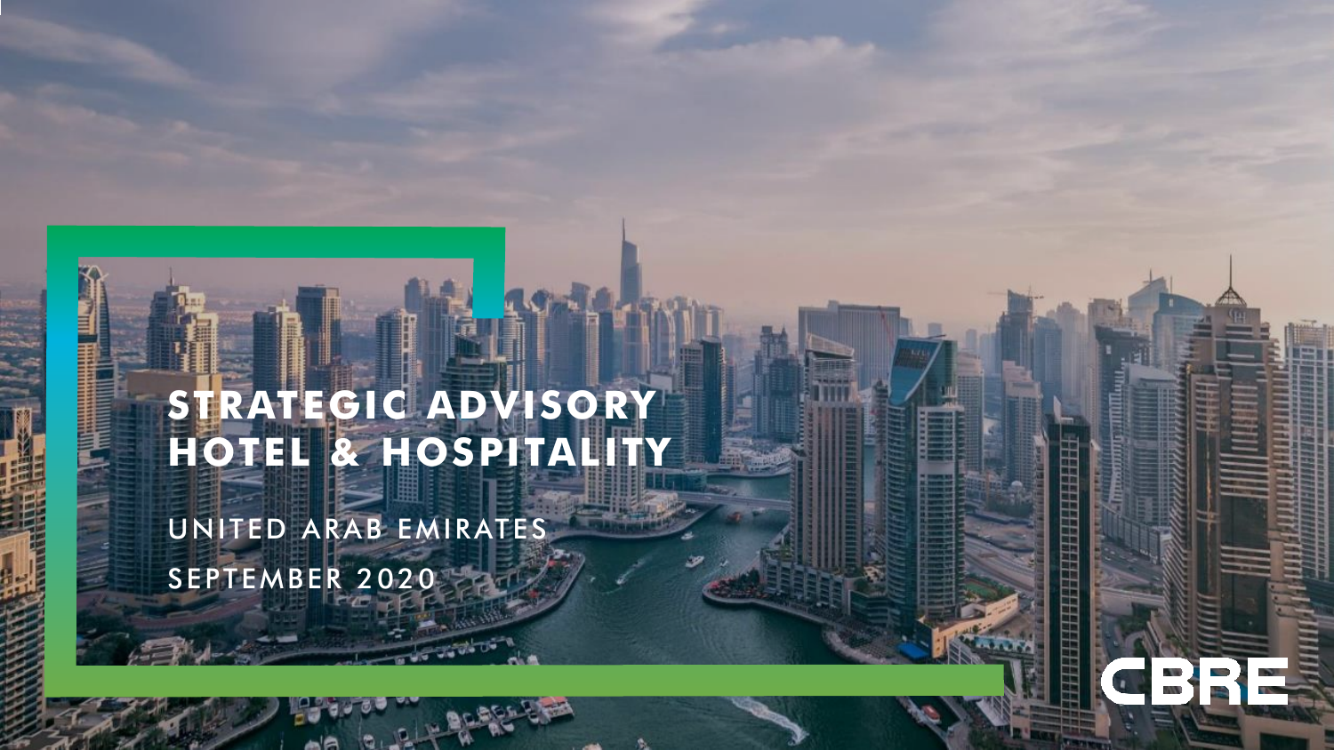# STRATEGIC ADVISORY HOTEL & HOSPITALITY

UNITED ARAB EMIRATES

SEPTEMBER 2020

CBRE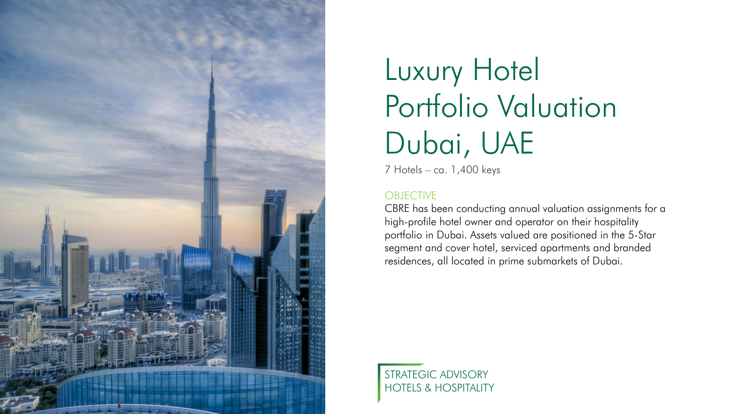# Luxury Hotel Portfolio Valuation Dubai, UAE

7 Hotels – ca. 1,400 keys

## OBJECTIVE

CBRE has been conducting annual valuation assignments for a high-profile hotel owner and operator on their hospitality portfolio in Dubai. Assets valued are positioned in the 5-Star segment and cover hotel, serviced apartments and branded residences, all located in prime submarkets of Dubai.

STRATEGIC ADVISORY
HOTELS & HOSPITALITY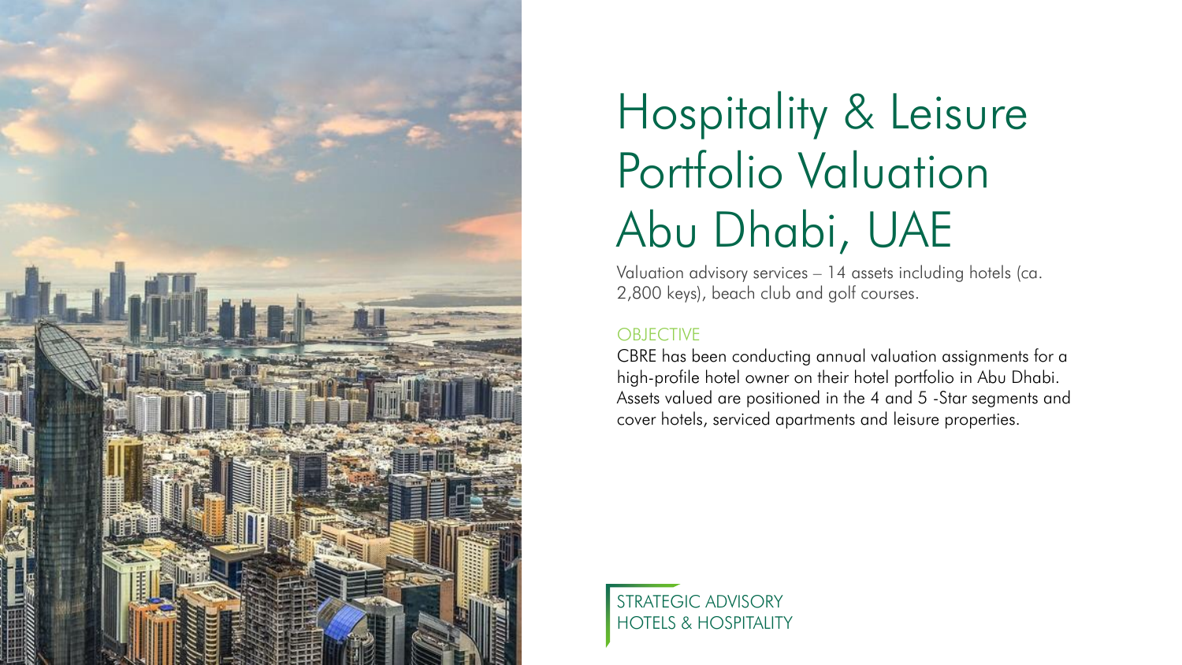# Hospitality & Leisure Portfolio Valuation Abu Dhabi, UAE

Valuation advisory services – 14 assets including hotels (ca. 2,800 keys), beach club and golf courses.

## OBJECTIVE

CBRE has been conducting annual valuation assignments for a high-profile hotel owner on their hotel portfolio in Abu Dhabi. Assets valued are positioned in the 4 and 5 -Star segments and cover hotels, serviced apartments and leisure properties.

STRATEGIC ADVISORY
HOTELS & HOSPITALITY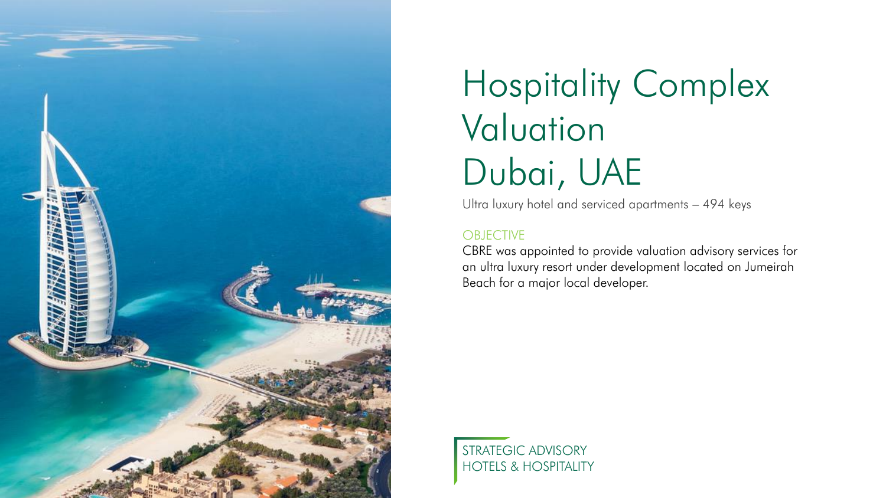# Hospitality Complex Valuation Dubai, UAE

Ultra luxury hotel and serviced apartments – 494 keys

## OBJECTIVE

CBRE was appointed to provide valuation advisory services for an ultra luxury resort under development located on Jumeirah Beach for a major local developer.

STRATEGIC ADVISORY
HOTELS & HOSPITALITY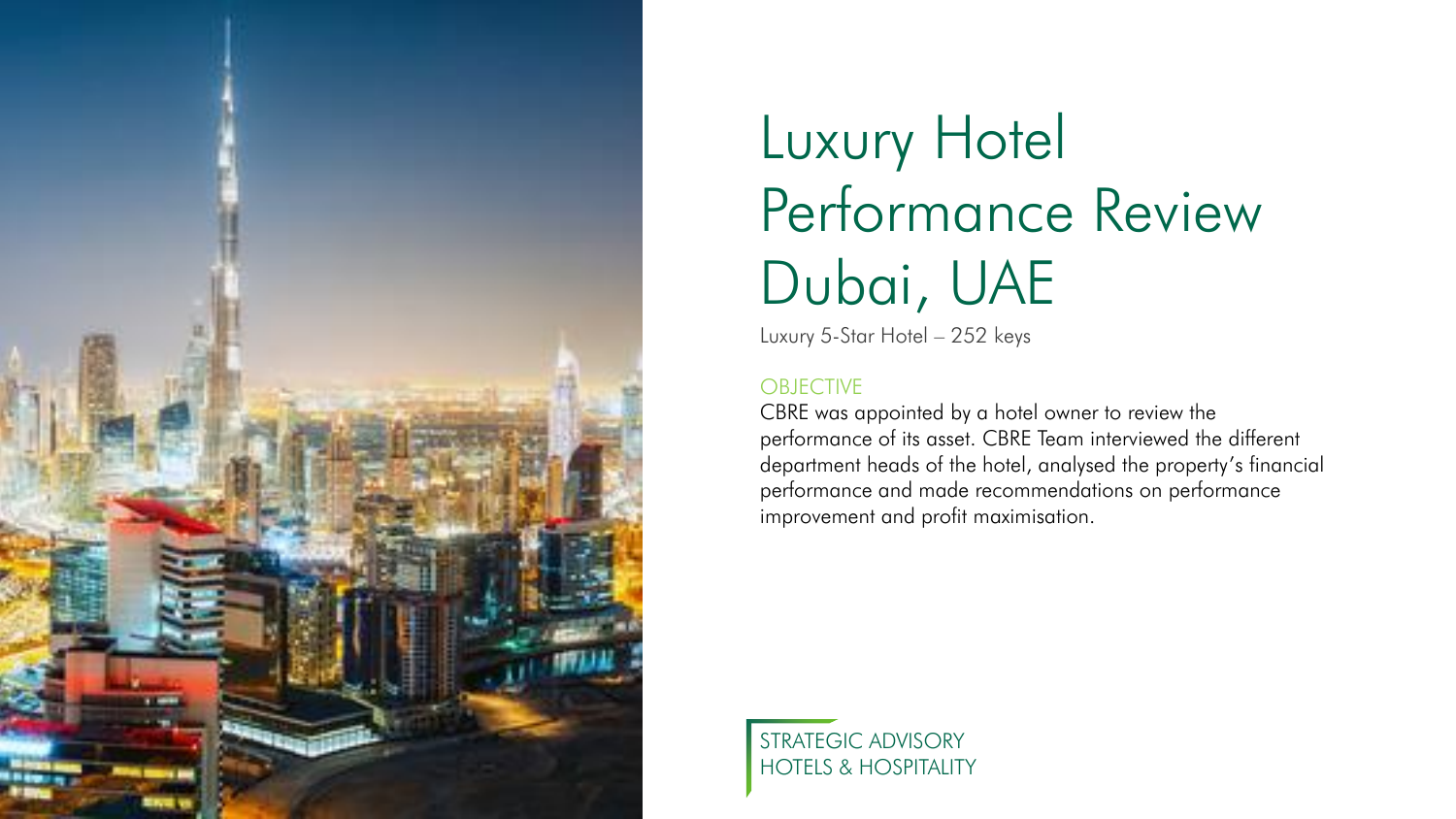# Luxury Hotel Performance Review Dubai, UAE

Luxury 5-Star Hotel – 252 keys

OBJECTIVE

CBRE was appointed by a hotel owner to review the performance of its asset. CBRE Team interviewed the different department heads of the hotel, analysed the property's financial performance and made recommendations on performance improvement and profit maximisation.

STRATEGIC ADVISORY
HOTELS & HOSPITALITY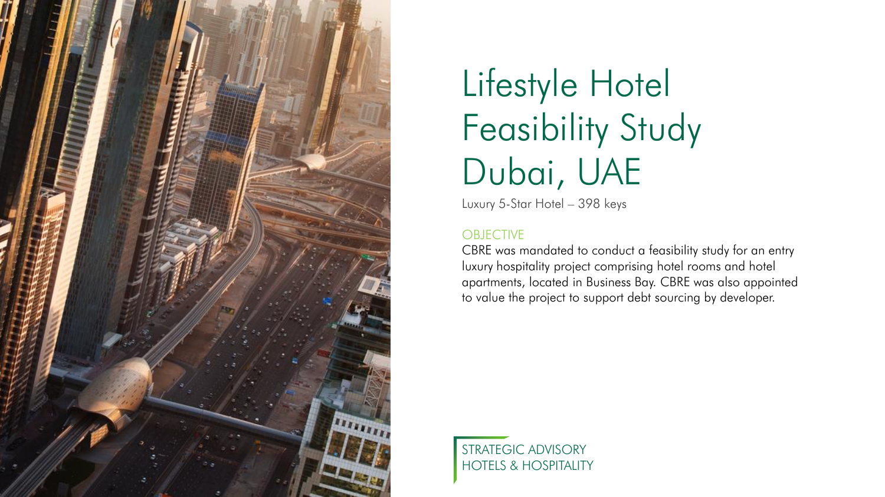# Lifestyle Hotel Feasibility Study Dubai, UAE

Luxury 5-Star Hotel – 398 keys

## OBJECTIVE

CBRE was mandated to conduct a feasibility study for an entry luxury hospitality project comprising hotel rooms and hotel apartments, located in Business Bay. CBRE was also appointed to value the project to support debt sourcing by developer.

STRATEGIC ADVISORY
HOTELS & HOSPITALITY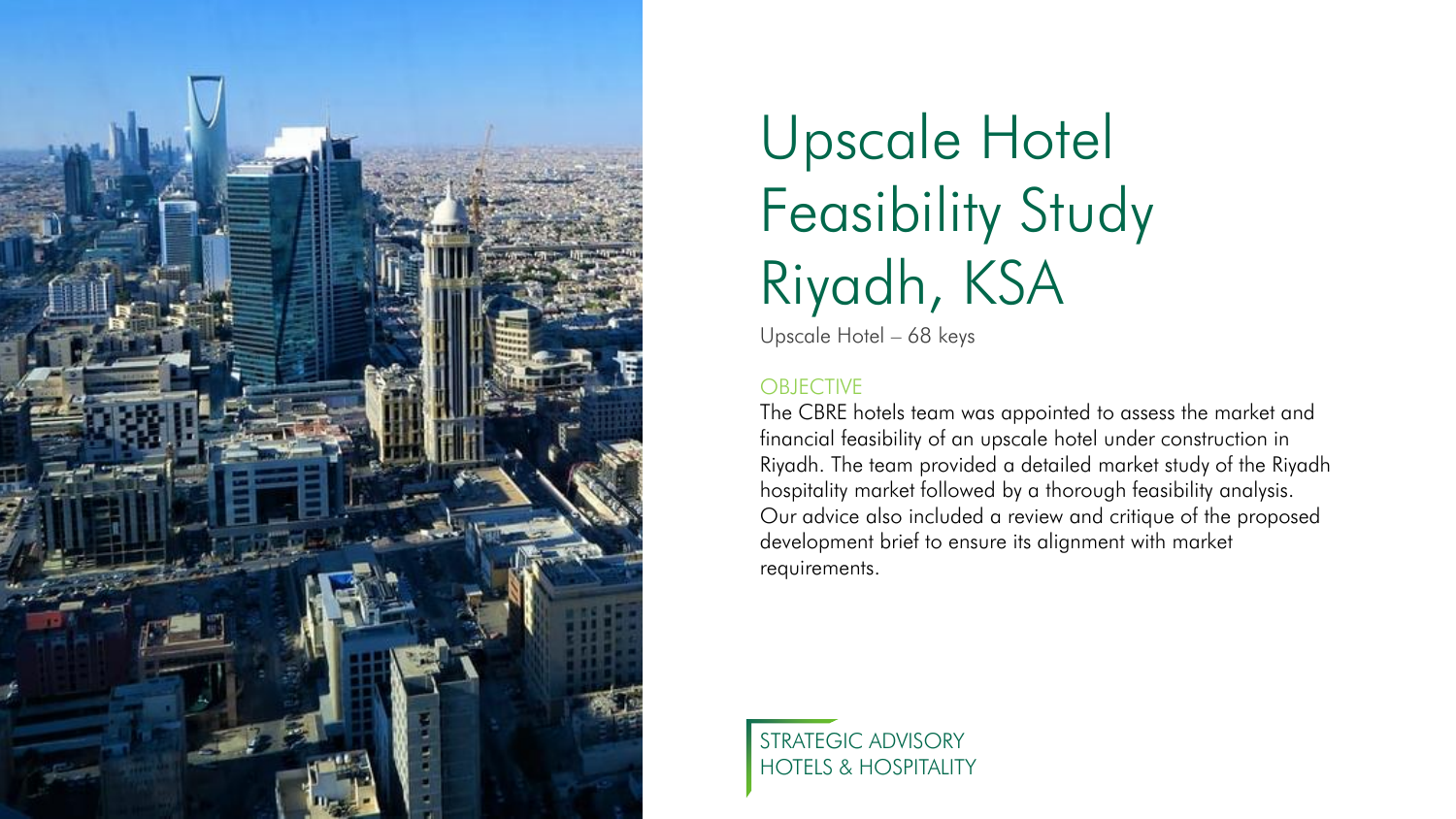# Upscale Hotel Feasibility Study Riyadh, KSA

Upscale Hotel – 68 keys

## OBJECTIVE

The CBRE hotels team was appointed to assess the market and financial feasibility of an upscale hotel under construction in Riyadh. The team provided a detailed market study of the Riyadh hospitality market followed by a thorough feasibility analysis. Our advice also included a review and critique of the proposed development brief to ensure its alignment with market requirements.

STRATEGIC ADVISORY
HOTELS & HOSPITALITY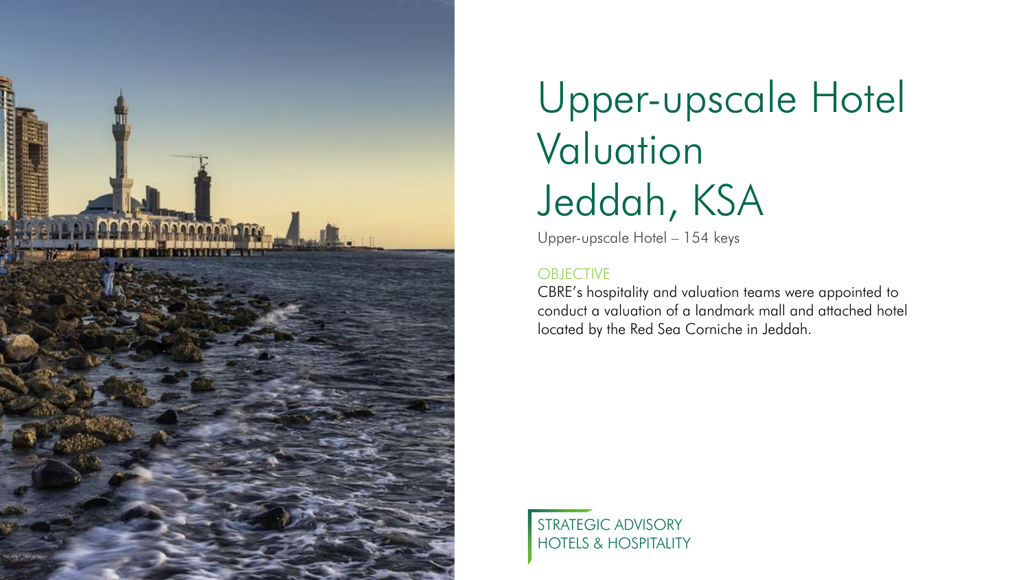# Upper-upscale Hotel Valuation Jeddah, KSA

Upper-upscale Hotel – 154 keys

OBJECTIVE

CBRE's hospitality and valuation teams were appointed to conduct a valuation of a landmark mall and attached hotel located by the Red Sea Corniche in Jeddah.

STRATEGIC ADVISORY
HOTELS & HOSPITALITY